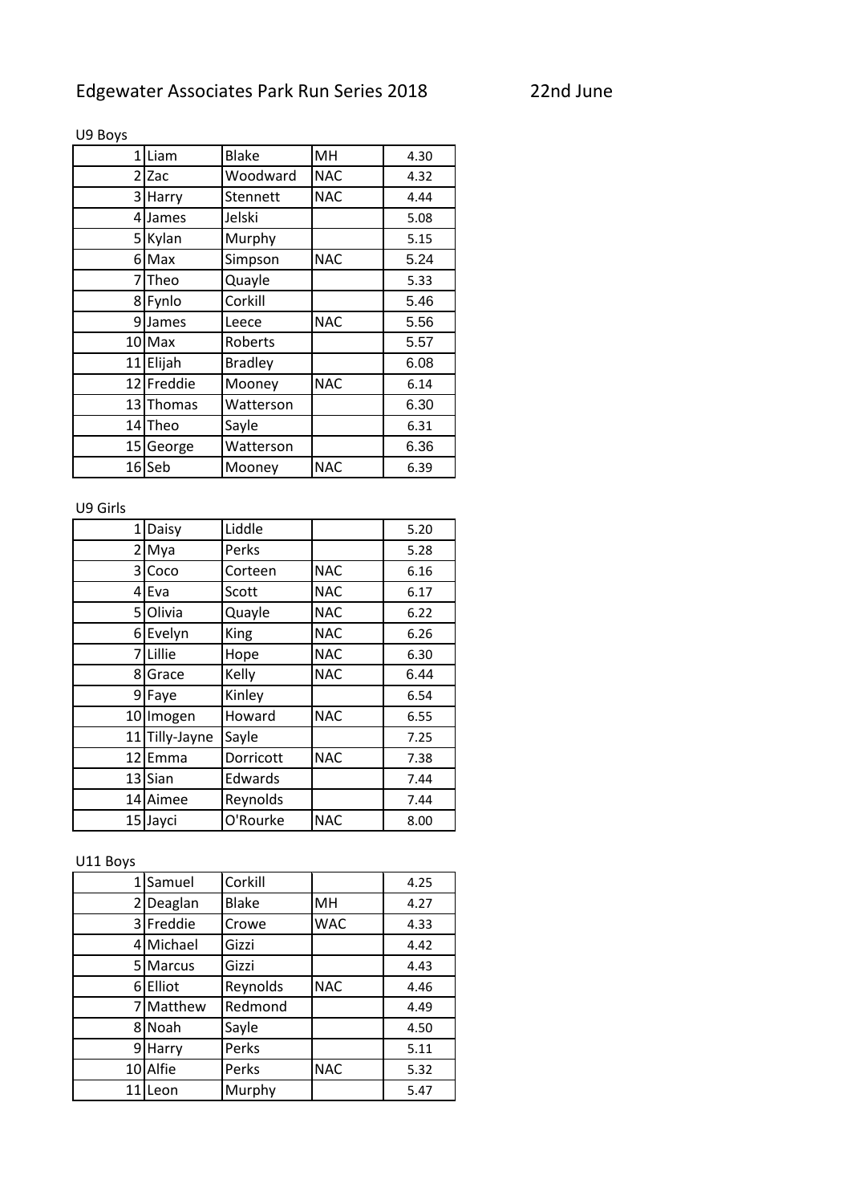# Edgewater Associates Park Run Series 2018 22nd June

U9 Boys

| | | | | |
|---|---|---|---|---|
| 1 | Liam | Blake | MH | 4.30 |
| 2 | Zac | Woodward | NAC | 4.32 |
| 3 | Harry | Stennett | NAC | 4.44 |
| 4 | James | Jelski | | 5.08 |
| 5 | Kylan | Murphy | | 5.15 |
| 6 | Max | Simpson | NAC | 5.24 |
| 7 | Theo | Quayle | | 5.33 |
| 8 | Fynlo | Corkill | | 5.46 |
| 9 | James | Leece | NAC | 5.56 |
| 10 | Max | Roberts | | 5.57 |
| 11 | Elijah | Bradley | | 6.08 |
| 12 | Freddie | Mooney | NAC | 6.14 |
| 13 | Thomas | Watterson | | 6.30 |
| 14 | Theo | Sayle | | 6.31 |
| 15 | George | Watterson | | 6.36 |
| 16 | Seb | Mooney | NAC | 6.39 |

U9 Girls

| | | | | |
|---|---|---|---|---|
| 1 | Daisy | Liddle | | 5.20 |
| 2 | Mya | Perks | | 5.28 |
| 3 | Coco | Corteen | NAC | 6.16 |
| 4 | Eva | Scott | NAC | 6.17 |
| 5 | Olivia | Quayle | NAC | 6.22 |
| 6 | Evelyn | King | NAC | 6.26 |
| 7 | Lillie | Hope | NAC | 6.30 |
| 8 | Grace | Kelly | NAC | 6.44 |
| 9 | Faye | Kinley | | 6.54 |
| 10 | Imogen | Howard | NAC | 6.55 |
| 11 | Tilly-Jayne | Sayle | | 7.25 |
| 12 | Emma | Dorricott | NAC | 7.38 |
| 13 | Sian | Edwards | | 7.44 |
| 14 | Aimee | Reynolds | | 7.44 |
| 15 | Jayci | O'Rourke | NAC | 8.00 |

U11 Boys

| | | | | |
|---|---|---|---|---|
| 1 | Samuel | Corkill | | 4.25 |
| 2 | Deaglan | Blake | MH | 4.27 |
| 3 | Freddie | Crowe | WAC | 4.33 |
| 4 | Michael | Gizzi | | 4.42 |
| 5 | Marcus | Gizzi | | 4.43 |
| 6 | Elliot | Reynolds | NAC | 4.46 |
| 7 | Matthew | Redmond | | 4.49 |
| 8 | Noah | Sayle | | 4.50 |
| 9 | Harry | Perks | | 5.11 |
| 10 | Alfie | Perks | NAC | 5.32 |
| 11 | Leon | Murphy | | 5.47 |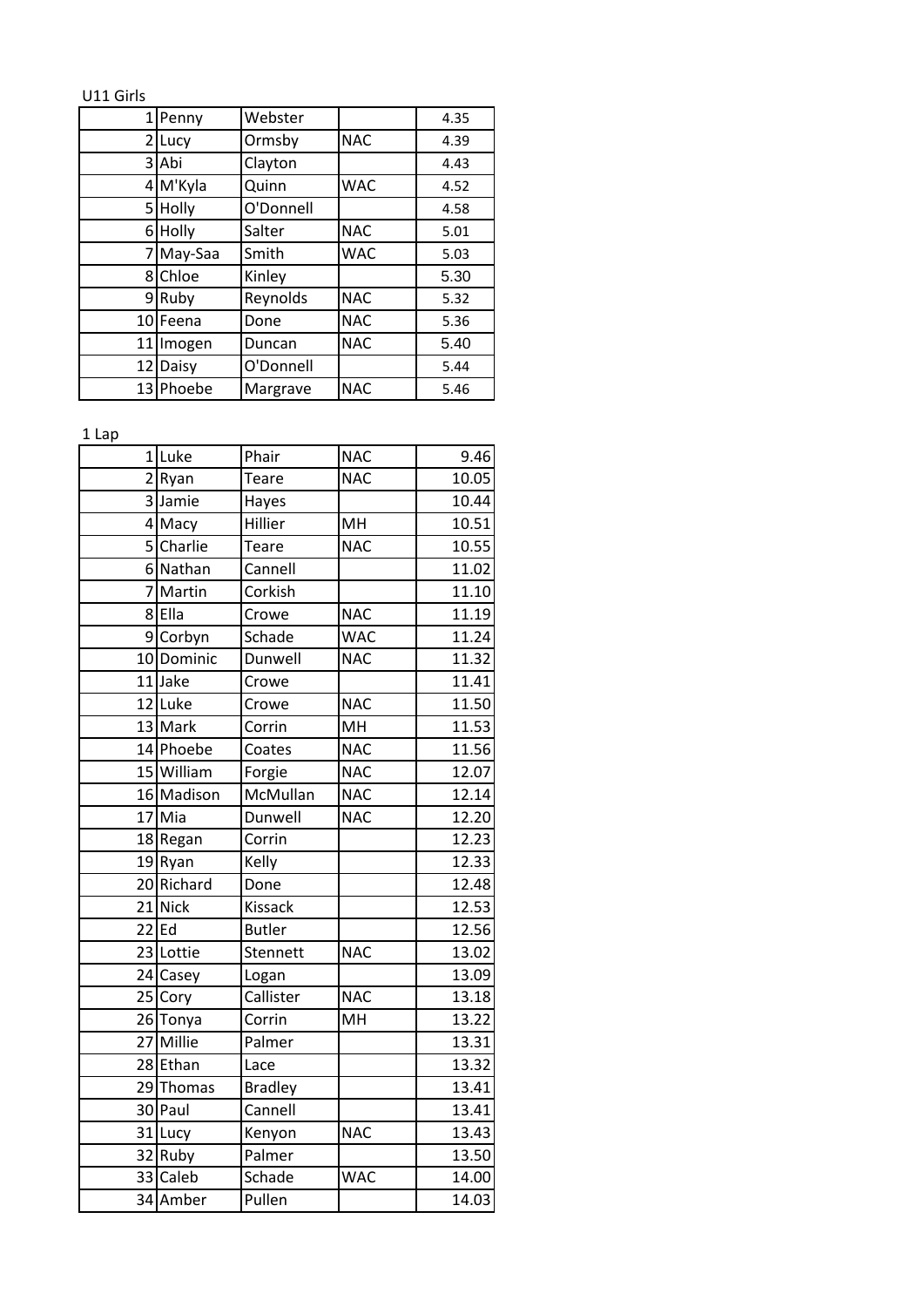U11 Girls

| | | | | |
|---|---|---|---|---|
| 1 | Penny | Webster | | 4.35 |
| 2 | Lucy | Ormsby | NAC | 4.39 |
| 3 | Abi | Clayton | | 4.43 |
| 4 | M'Kyla | Quinn | WAC | 4.52 |
| 5 | Holly | O'Donnell | | 4.58 |
| 6 | Holly | Salter | NAC | 5.01 |
| 7 | May-Saa | Smith | WAC | 5.03 |
| 8 | Chloe | Kinley | | 5.30 |
| 9 | Ruby | Reynolds | NAC | 5.32 |
| 10 | Feena | Done | NAC | 5.36 |
| 11 | Imogen | Duncan | NAC | 5.40 |
| 12 | Daisy | O'Donnell | | 5.44 |
| 13 | Phoebe | Margrave | NAC | 5.46 |

1 Lap

| | | | | |
|---|---|---|---|---|
| 1 | Luke | Phair | NAC | 9.46 |
| 2 | Ryan | Teare | NAC | 10.05 |
| 3 | Jamie | Hayes | | 10.44 |
| 4 | Macy | Hillier | MH | 10.51 |
| 5 | Charlie | Teare | NAC | 10.55 |
| 6 | Nathan | Cannell | | 11.02 |
| 7 | Martin | Corkish | | 11.10 |
| 8 | Ella | Crowe | NAC | 11.19 |
| 9 | Corbyn | Schade | WAC | 11.24 |
| 10 | Dominic | Dunwell | NAC | 11.32 |
| 11 | Jake | Crowe | | 11.41 |
| 12 | Luke | Crowe | NAC | 11.50 |
| 13 | Mark | Corrin | MH | 11.53 |
| 14 | Phoebe | Coates | NAC | 11.56 |
| 15 | William | Forgie | NAC | 12.07 |
| 16 | Madison | McMullan | NAC | 12.14 |
| 17 | Mia | Dunwell | NAC | 12.20 |
| 18 | Regan | Corrin | | 12.23 |
| 19 | Ryan | Kelly | | 12.33 |
| 20 | Richard | Done | | 12.48 |
| 21 | Nick | Kissack | | 12.53 |
| 22 | Ed | Butler | | 12.56 |
| 23 | Lottie | Stennett | NAC | 13.02 |
| 24 | Casey | Logan | | 13.09 |
| 25 | Cory | Callister | NAC | 13.18 |
| 26 | Tonya | Corrin | MH | 13.22 |
| 27 | Millie | Palmer | | 13.31 |
| 28 | Ethan | Lace | | 13.32 |
| 29 | Thomas | Bradley | | 13.41 |
| 30 | Paul | Cannell | | 13.41 |
| 31 | Lucy | Kenyon | NAC | 13.43 |
| 32 | Ruby | Palmer | | 13.50 |
| 33 | Caleb | Schade | WAC | 14.00 |
| 34 | Amber | Pullen | | 14.03 |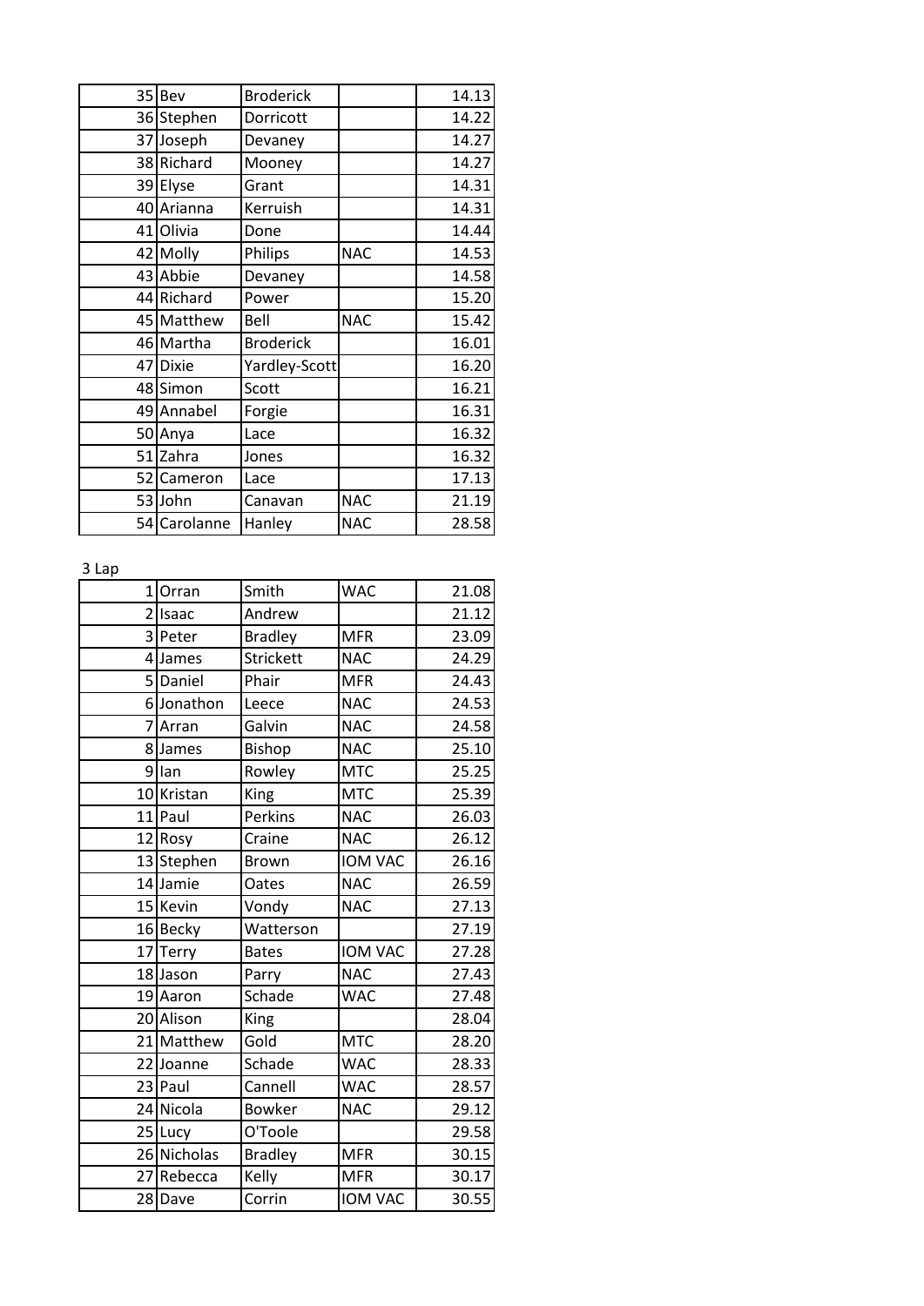| | | | | |
|---|---|---|---|---|
| 35 | Bev | Broderick | | 14.13 |
| 36 | Stephen | Dorricott | | 14.22 |
| 37 | Joseph | Devaney | | 14.27 |
| 38 | Richard | Mooney | | 14.27 |
| 39 | Elyse | Grant | | 14.31 |
| 40 | Arianna | Kerruish | | 14.31 |
| 41 | Olivia | Done | | 14.44 |
| 42 | Molly | Philips | NAC | 14.53 |
| 43 | Abbie | Devaney | | 14.58 |
| 44 | Richard | Power | | 15.20 |
| 45 | Matthew | Bell | NAC | 15.42 |
| 46 | Martha | Broderick | | 16.01 |
| 47 | Dixie | Yardley-Scott | | 16.20 |
| 48 | Simon | Scott | | 16.21 |
| 49 | Annabel | Forgie | | 16.31 |
| 50 | Anya | Lace | | 16.32 |
| 51 | Zahra | Jones | | 16.32 |
| 52 | Cameron | Lace | | 17.13 |
| 53 | John | Canavan | NAC | 21.19 |
| 54 | Carolanne | Hanley | NAC | 28.58 |

3 Lap

| | | | | |
|---|---|---|---|---|
| 1 | Orran | Smith | WAC | 21.08 |
| 2 | Isaac | Andrew | | 21.12 |
| 3 | Peter | Bradley | MFR | 23.09 |
| 4 | James | Strickett | NAC | 24.29 |
| 5 | Daniel | Phair | MFR | 24.43 |
| 6 | Jonathon | Leece | NAC | 24.53 |
| 7 | Arran | Galvin | NAC | 24.58 |
| 8 | James | Bishop | NAC | 25.10 |
| 9 | Ian | Rowley | MTC | 25.25 |
| 10 | Kristan | King | MTC | 25.39 |
| 11 | Paul | Perkins | NAC | 26.03 |
| 12 | Rosy | Craine | NAC | 26.12 |
| 13 | Stephen | Brown | IOM VAC | 26.16 |
| 14 | Jamie | Oates | NAC | 26.59 |
| 15 | Kevin | Vondy | NAC | 27.13 |
| 16 | Becky | Watterson | | 27.19 |
| 17 | Terry | Bates | IOM VAC | 27.28 |
| 18 | Jason | Parry | NAC | 27.43 |
| 19 | Aaron | Schade | WAC | 27.48 |
| 20 | Alison | King | | 28.04 |
| 21 | Matthew | Gold | MTC | 28.20 |
| 22 | Joanne | Schade | WAC | 28.33 |
| 23 | Paul | Cannell | WAC | 28.57 |
| 24 | Nicola | Bowker | NAC | 29.12 |
| 25 | Lucy | O'Toole | | 29.58 |
| 26 | Nicholas | Bradley | MFR | 30.15 |
| 27 | Rebecca | Kelly | MFR | 30.17 |
| 28 | Dave | Corrin | IOM VAC | 30.55 |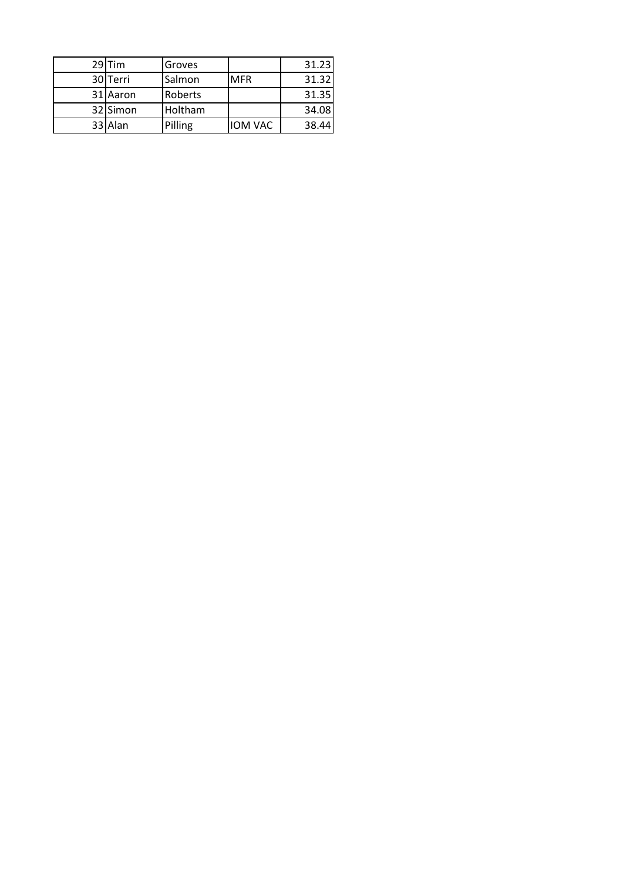| | | | | |
|---|---|---|---|---|
| 29 | Tim | Groves | | 31.23 |
| 30 | Terri | Salmon | MFR | 31.32 |
| 31 | Aaron | Roberts | | 31.35 |
| 32 | Simon | Holtham | | 34.08 |
| 33 | Alan | Pilling | IOM VAC | 38.44 |